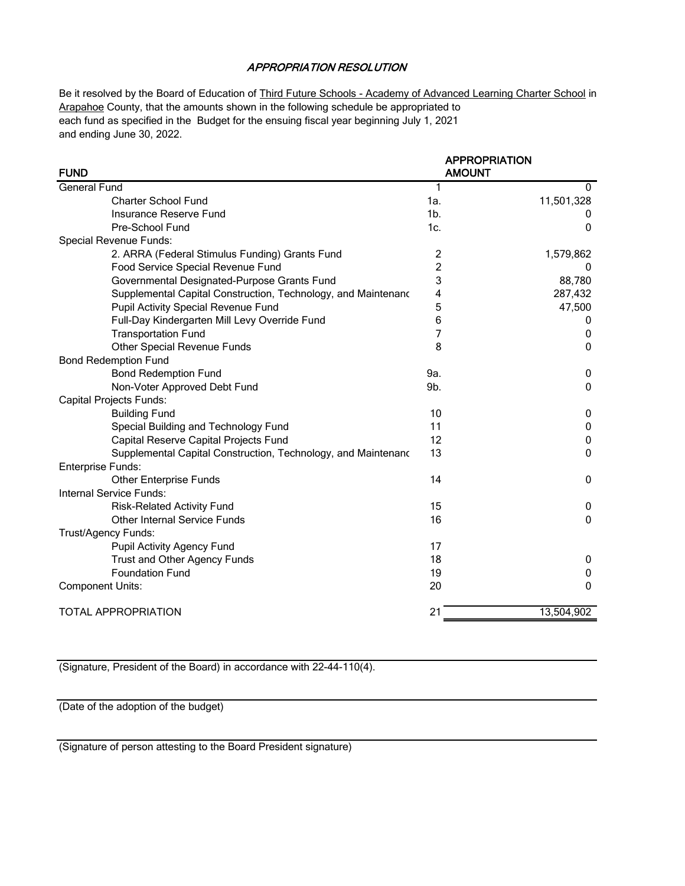# *APPROPRIATION RESOLUTION*

Be it resolved by the Board of Education of Third Future Schools - Academy of Advanced Learning Charter School in Arapahoe County, that the amounts shown in the following schedule be appropriated to each fund as specified in the Budget for the ensuing fiscal year beginning July 1, 2021 and ending June 30, 2022.

| FUND | | APPROPRIATION AMOUNT |
|---|---|---|
| General Fund | 1 | 0 |
| Charter School Fund | 1a. | 11,501,328 |
| Insurance Reserve Fund | 1b. | 0 |
| Pre-School Fund | 1c. | 0 |
| Special Revenue Funds: | | |
| 2. ARRA (Federal Stimulus Funding) Grants Fund | 2 | 1,579,862 |
| Food Service Special Revenue Fund | 2 | 0 |
| Governmental Designated-Purpose Grants Fund | 3 | 88,780 |
| Supplemental Capital Construction, Technology, and Maintenanc | 4 | 287,432 |
| Pupil Activity Special Revenue Fund | 5 | 47,500 |
| Full-Day Kindergarten Mill Levy Override Fund | 6 | 0 |
| Transportation Fund | 7 | 0 |
| Other Special Revenue Funds | 8 | 0 |
| Bond Redemption Fund | | |
| Bond Redemption Fund | 9a. | 0 |
| Non-Voter Approved Debt Fund | 9b. | 0 |
| Capital Projects Funds: | | |
| Building Fund | 10 | 0 |
| Special Building and Technology Fund | 11 | 0 |
| Capital Reserve Capital Projects Fund | 12 | 0 |
| Supplemental Capital Construction, Technology, and Maintenanc | 13 | 0 |
| Enterprise Funds: | | |
| Other Enterprise Funds | 14 | 0 |
| Internal Service Funds: | | |
| Risk-Related Activity Fund | 15 | 0 |
| Other Internal Service Funds | 16 | 0 |
| Trust/Agency Funds: | | |
| Pupil Activity Agency Fund | 17 | |
| Trust and Other Agency Funds | 18 | 0 |
| Foundation Fund | 19 | 0 |
| Component Units: | 20 | 0 |
| TOTAL APPROPRIATION | 21 | 13,504,902 |

(Signature, President of the Board) in accordance with 22-44-110(4).

(Date of the adoption of the budget)

(Signature of person attesting to the Board President signature)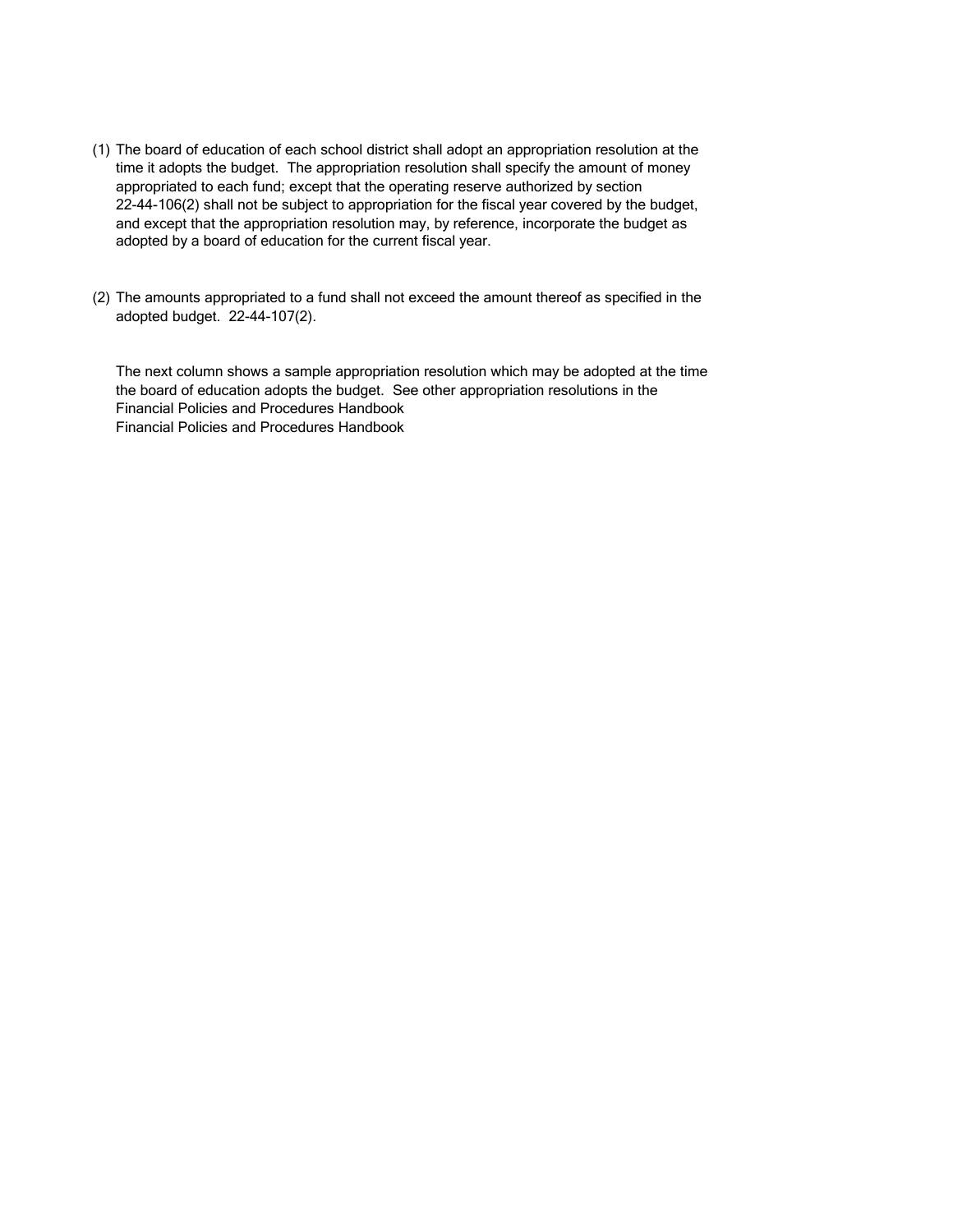(1) The board of education of each school district shall adopt an appropriation resolution at the time it adopts the budget. The appropriation resolution shall specify the amount of money appropriated to each fund; except that the operating reserve authorized by section 22-44-106(2) shall not be subject to appropriation for the fiscal year covered by the budget, and except that the appropriation resolution may, by reference, incorporate the budget as adopted by a board of education for the current fiscal year.

(2) The amounts appropriated to a fund shall not exceed the amount thereof as specified in the adopted budget. 22-44-107(2).

The next column shows a sample appropriation resolution which may be adopted at the time the board of education adopts the budget. See other appropriation resolutions in the Financial Policies and Procedures Handbook
Financial Policies and Procedures Handbook